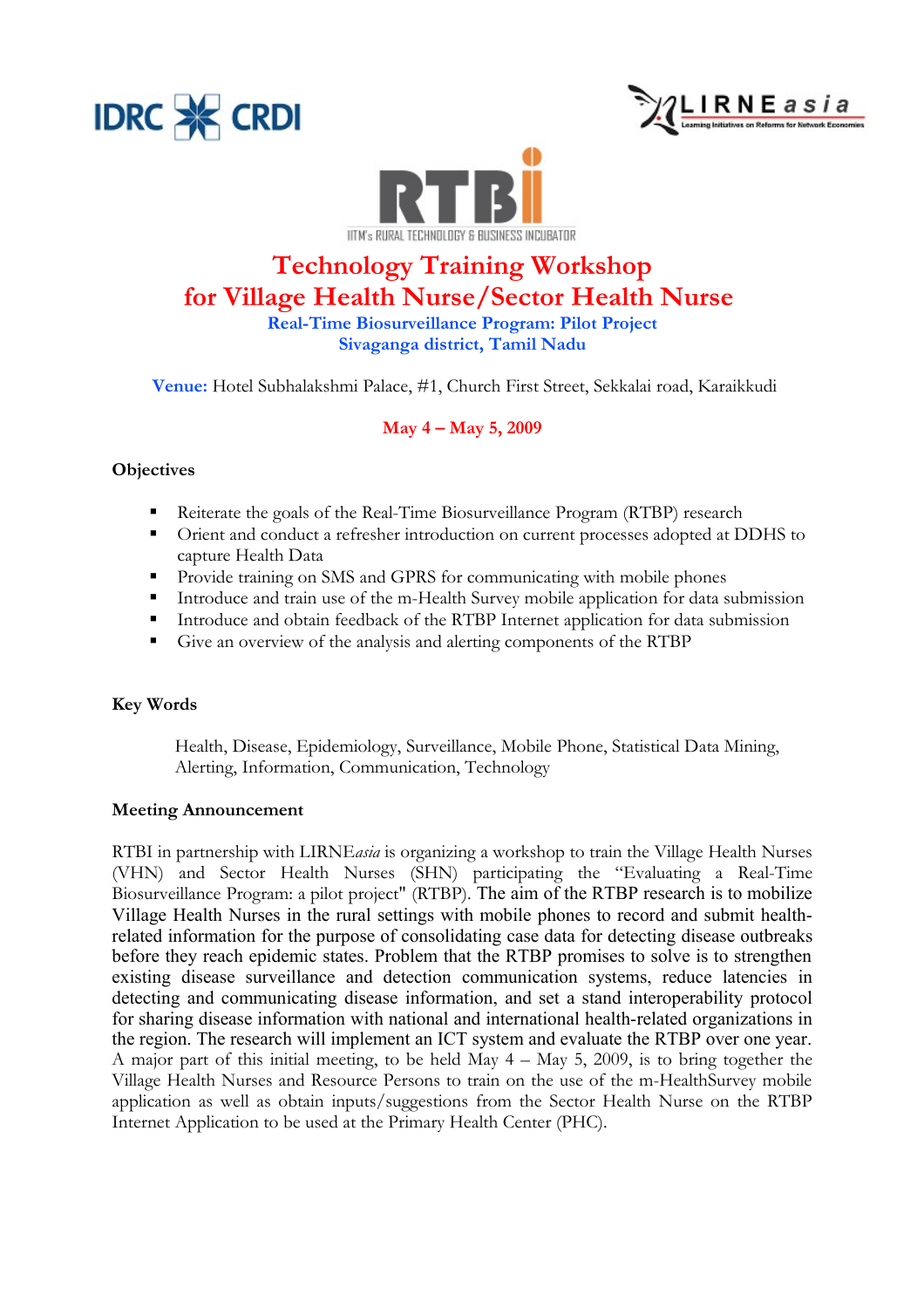IDRC CRDI

LIRNEasia
Learning Initiatives on Reforms for Network Economies

RTBI
IITM's RURAL TECHNOLOGY & BUSINESS INCUBATOR

# Technology Training Workshop for Village Health Nurse/Sector Health Nurse

**Real-Time Biosurveillance Program: Pilot Project**
**Sivaganga district, Tamil Nadu**

**Venue:** Hotel Subhalakshmi Palace, #1, Church First Street, Sekkalai road, Karaikkudi

**May 4 – May 5, 2009**

## Objectives

- Reiterate the goals of the Real-Time Biosurveillance Program (RTBP) research
- Orient and conduct a refresher introduction on current processes adopted at DDHS to capture Health Data
- Provide training on SMS and GPRS for communicating with mobile phones
- Introduce and train use of the m-Health Survey mobile application for data submission
- Introduce and obtain feedback of the RTBP Internet application for data submission
- Give an overview of the analysis and alerting components of the RTBP

## Key Words

Health, Disease, Epidemiology, Surveillance, Mobile Phone, Statistical Data Mining, Alerting, Information, Communication, Technology

## Meeting Announcement

RTBI in partnership with LIRNE*asia* is organizing a workshop to train the Village Health Nurses (VHN) and Sector Health Nurses (SHN) participating the "Evaluating a Real-Time Biosurveillance Program: a pilot project" (RTBP). The aim of the RTBP research is to mobilize Village Health Nurses in the rural settings with mobile phones to record and submit health-related information for the purpose of consolidating case data for detecting disease outbreaks before they reach epidemic states. Problem that the RTBP promises to solve is to strengthen existing disease surveillance and detection communication systems, reduce latencies in detecting and communicating disease information, and set a stand interoperability protocol for sharing disease information with national and international health-related organizations in the region. The research will implement an ICT system and evaluate the RTBP over one year. A major part of this initial meeting, to be held May 4 – May 5, 2009, is to bring together the Village Health Nurses and Resource Persons to train on the use of the m-HealthSurvey mobile application as well as obtain inputs/suggestions from the Sector Health Nurse on the RTBP Internet Application to be used at the Primary Health Center (PHC).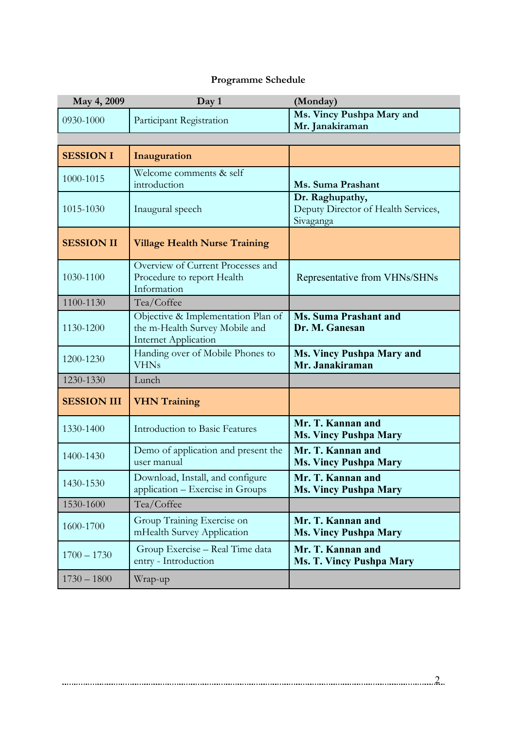**Programme Schedule**

| May 4, 2009 | Day 1 | (Monday) |
|---|---|---|
| 0930-1000 | Participant Registration | **Ms. Vincy Pushpa Mary and Mr. Janakiraman** |
| | | |
| **SESSION I** | **Inauguration** | |
| 1000-1015 | Welcome comments & self introduction | **Ms. Suma Prashant** |
| 1015-1030 | Inaugural speech | **Dr. Raghupathy,** Deputy Director of Health Services, Sivaganga |
| **SESSION II** | **Village Health Nurse Training** | |
| 1030-1100 | Overview of Current Processes and Procedure to report Health Information | Representative from VHNs/SHNs |
| 1100-1130 | Tea/Coffee | |
| 1130-1200 | Objective & Implementation Plan of the m-Health Survey Mobile and Internet Application | **Ms. Suma Prashant and Dr. M. Ganesan** |
| 1200-1230 | Handing over of Mobile Phones to VHNs | **Ms. Vincy Pushpa Mary and Mr. Janakiraman** |
| 1230-1330 | Lunch | |
| **SESSION III** | **VHN Training** | |
| 1330-1400 | Introduction to Basic Features | **Mr. T. Kannan and Ms. Vincy Pushpa Mary** |
| 1400-1430 | Demo of application and present the user manual | **Mr. T. Kannan and Ms. Vincy Pushpa Mary** |
| 1430-1530 | Download, Install, and configure application – Exercise in Groups | **Mr. T. Kannan and Ms. Vincy Pushpa Mary** |
| 1530-1600 | Tea/Coffee | |
| 1600-1700 | Group Training Exercise on mHealth Survey Application | **Mr. T. Kannan and Ms. Vincy Pushpa Mary** |
| 1700 – 1730 | Group Exercise – Real Time data entry - Introduction | **Mr. T. Kannan and Ms. T. Vincy Pushpa Mary** |
| 1730 – 1800 | Wrap-up | |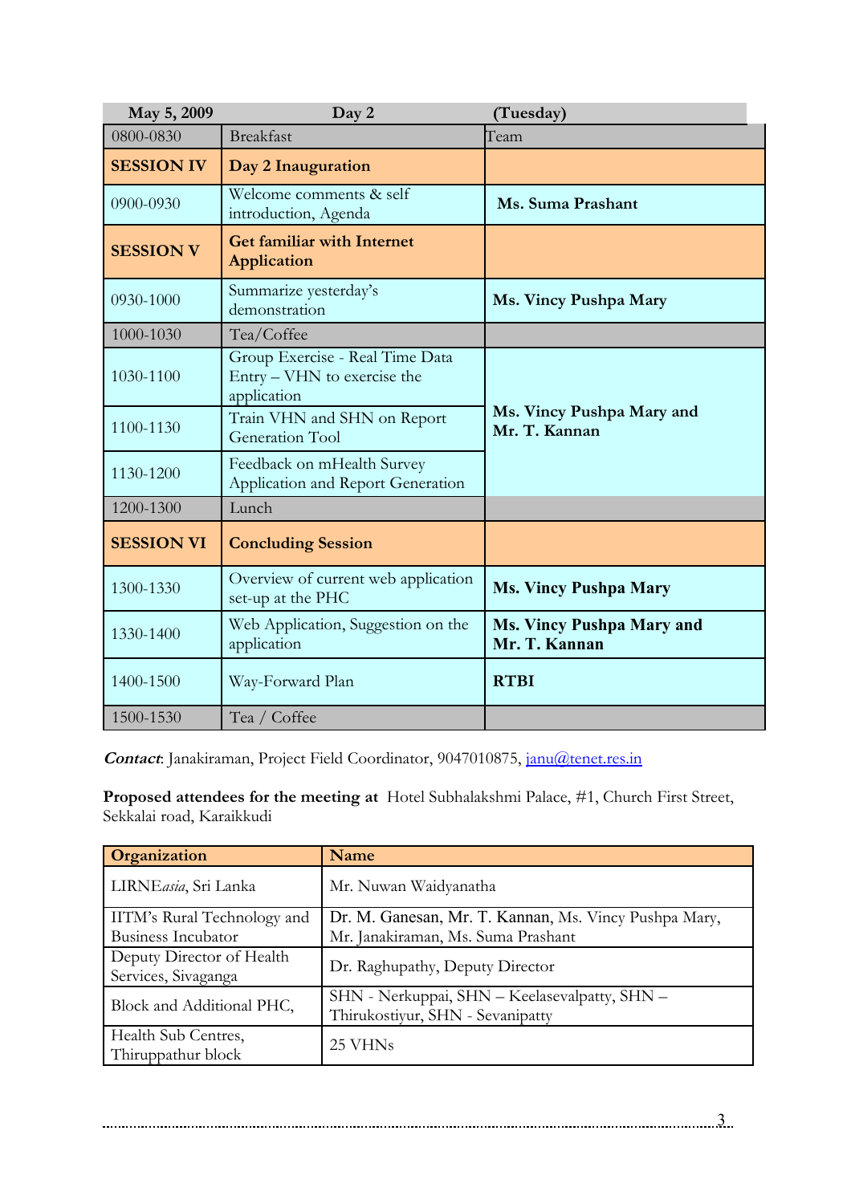| May 5, 2009 | Day 2 | (Tuesday) |
|---|---|---|
| 0800-0830 | Breakfast | Team |
| **SESSION IV** | **Day 2 Inauguration** | |
| 0900-0930 | Welcome comments & self introduction, Agenda | **Ms. Suma Prashant** |
| **SESSION V** | **Get familiar with Internet Application** | |
| 0930-1000 | Summarize yesterday's demonstration | **Ms. Vincy Pushpa Mary** |
| 1000-1030 | Tea/Coffee | |
| 1030-1100 | Group Exercise - Real Time Data Entry – VHN to exercise the application | **Ms. Vincy Pushpa Mary and Mr. T. Kannan** |
| 1100-1130 | Train VHN and SHN on Report Generation Tool | |
| 1130-1200 | Feedback on mHealth Survey Application and Report Generation | |
| 1200-1300 | Lunch | |
| **SESSION VI** | **Concluding Session** | |
| 1300-1330 | Overview of current web application set-up at the PHC | **Ms. Vincy Pushpa Mary** |
| 1330-1400 | Web Application, Suggestion on the application | **Ms. Vincy Pushpa Mary and Mr. T. Kannan** |
| 1400-1500 | Way-Forward Plan | **RTBI** |
| 1500-1530 | Tea / Coffee | |

***Contact***: Janakiraman, Project Field Coordinator, 9047010875, janu@tenet.res.in

**Proposed attendees for the meeting at** Hotel Subhalakshmi Palace, #1, Church First Street, Sekkalai road, Karaikkudi

| Organization | Name |
|---|---|
| LIRNE*asia*, Sri Lanka | Mr. Nuwan Waidyanatha |
| IITM's Rural Technology and Business Incubator | Dr. M. Ganesan, Mr. T. Kannan, Ms. Vincy Pushpa Mary, Mr. Janakiraman, Ms. Suma Prashant |
| Deputy Director of Health Services, Sivaganga | Dr. Raghupathy, Deputy Director |
| Block and Additional PHC, | SHN - Nerkuppai, SHN – Keelasevalpatty, SHN – Thirukostiyur, SHN - Sevanipatty |
| Health Sub Centres, Thiruppathur block | 25 VHNs |